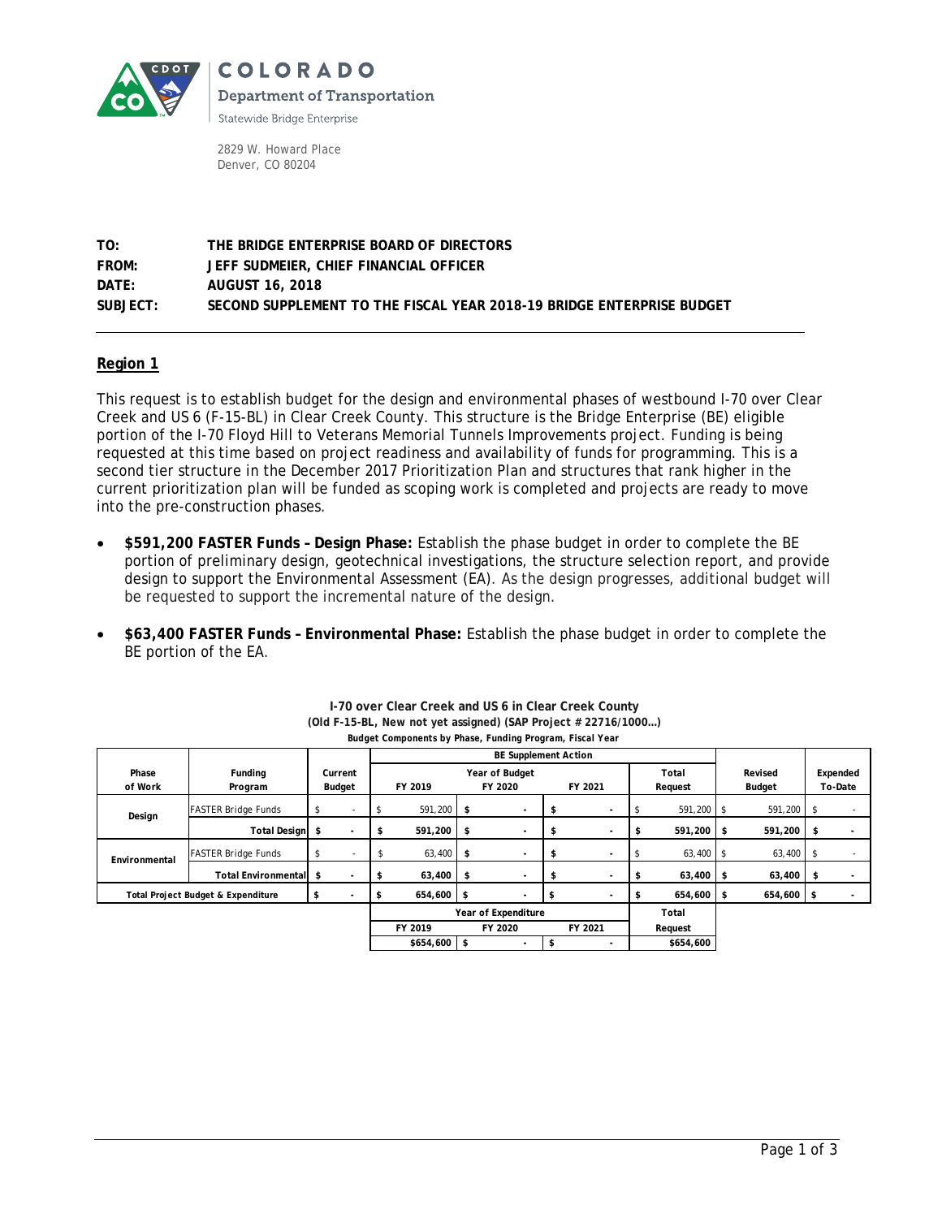COLORADO
Department of Transportation
Statewide Bridge Enterprise

2829 W. Howard Place
Denver, CO 80204

**TO:** THE BRIDGE ENTERPRISE BOARD OF DIRECTORS
**FROM:** JEFF SUDMEIER, CHIEF FINANCIAL OFFICER
**DATE:** AUGUST 16, 2018
**SUBJECT:** SECOND SUPPLEMENT TO THE FISCAL YEAR 2018-19 BRIDGE ENTERPRISE BUDGET

---

## Region 1

This request is to establish budget for the design and environmental phases of westbound I-70 over Clear Creek and US 6 (F-15-BL) in Clear Creek County. This structure is the Bridge Enterprise (BE) eligible portion of the I-70 Floyd Hill to Veterans Memorial Tunnels Improvements project. Funding is being requested at this time based on project readiness and availability of funds for programming. This is a second tier structure in the December 2017 Prioritization Plan and structures that rank higher in the current prioritization plan will be funded as scoping work is completed and projects are ready to move into the pre-construction phases.

- **$591,200 FASTER Funds – Design Phase:** Establish the phase budget in order to complete the BE portion of preliminary design, geotechnical investigations, the structure selection report, and provide design to support the Environmental Assessment (EA). As the design progresses, additional budget will be requested to support the incremental nature of the design.
- **$63,400 FASTER Funds – Environmental Phase:** Establish the phase budget in order to complete the BE portion of the EA.

**I-70 over Clear Creek and US 6 in Clear Creek County**
**(Old F-15-BL, New not yet assigned) (SAP Project # 22716/1000…)**
**Budget Components by Phase, Funding Program, Fiscal Year**

| Phase of Work | Funding Program | Current Budget | BE Supplement Action | | | | Revised Budget | Expended To-Date |
|---|---|---|---|---|---|---|---|---|
| | | | Year of Budget | | | Total Request | | |
| | | | FY 2019 | FY 2020 | FY 2021 | | | |
| Design | FASTER Bridge Funds | $ - | $ 591,200 | $ - | $ - | $ 591,200 | $ 591,200 | $ - |
| | **Total Design** | **$ -** | **$ 591,200** | **$ -** | **$ -** | **$ 591,200** | **$ 591,200** | **$ -** |
| Environmental | FASTER Bridge Funds | $ - | $ 63,400 | $ - | $ - | $ 63,400 | $ 63,400 | $ - |
| | **Total Environmental** | **$ -** | **$ 63,400** | **$ -** | **$ -** | **$ 63,400** | **$ 63,400** | **$ -** |
| **Total Project Budget & Expenditure** | | **$ -** | **$ 654,600** | **$ -** | **$ -** | **$ 654,600** | **$ 654,600** | **$ -** |
| | | | Year of Expenditure | | | Total Request | | |
| | | | FY 2019 | FY 2020 | FY 2021 | | | |
| | | | $654,600 | $ - | $ - | $654,600 | | |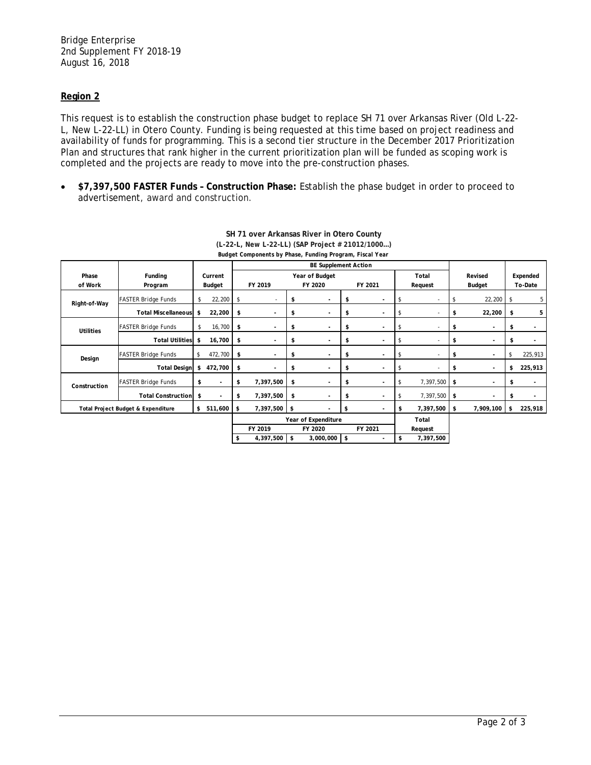Bridge Enterprise
2nd Supplement FY 2018-19
August 16, 2018

## Region 2

This request is to establish the construction phase budget to replace SH 71 over Arkansas River (Old L-22-L, New L-22-LL) in Otero County. Funding is being requested at this time based on project readiness and availability of funds for programming. This is a second tier structure in the December 2017 Prioritization Plan and structures that rank higher in the current prioritization plan will be funded as scoping work is completed and the projects are ready to move into the pre-construction phases.

- **$7,397,500 FASTER Funds – Construction Phase:** Establish the phase budget in order to proceed to advertisement, award and construction.

**SH 71 over Arkansas River in Otero County**
**(L-22-L, New L-22-LL) (SAP Project # 21012/1000…)**
**Budget Components by Phase, Funding Program, Fiscal Year**

| Phase of Work | Funding Program | Current Budget | BE Supplement Action: Year of Budget FY 2019 | FY 2020 | FY 2021 | Total Request | Revised Budget | Expended To-Date |
|---|---|---|---|---|---|---|---|---|
| Right-of-Way | FASTER Bridge Funds | $ 22,200 | $ - | $ - | $ - | $ - | $ 22,200 | $ 5 |
| | Total Miscellaneous | $ 22,200 | $ - | $ - | $ - | $ - | $ 22,200 | $ 5 |
| Utilities | FASTER Bridge Funds | $ 16,700 | $ - | $ - | $ - | $ - | $ - | $ - |
| | Total Utilities | $ 16,700 | $ - | $ - | $ - | $ - | $ - | $ - |
| Design | FASTER Bridge Funds | $ 472,700 | $ - | $ - | $ - | $ - | $ - | $ 225,913 |
| | Total Design | $ 472,700 | $ - | $ - | $ - | $ - | $ - | $ 225,913 |
| Construction | FASTER Bridge Funds | $ - | $ 7,397,500 | $ - | $ - | $ 7,397,500 | $ - | $ - |
| | Total Construction | $ - | $ 7,397,500 | $ - | $ - | $ 7,397,500 | $ - | $ - |
| Total Project Budget & Expenditure | | $ 511,600 | $ 7,397,500 | $ - | $ - | $ 7,397,500 | $ 7,909,100 | $ 225,918 |

| Year of Expenditure: FY 2019 | FY 2020 | FY 2021 | Total Request |
|---|---|---|---|
| $ 4,397,500 | $ 3,000,000 | $ - | $ 7,397,500 |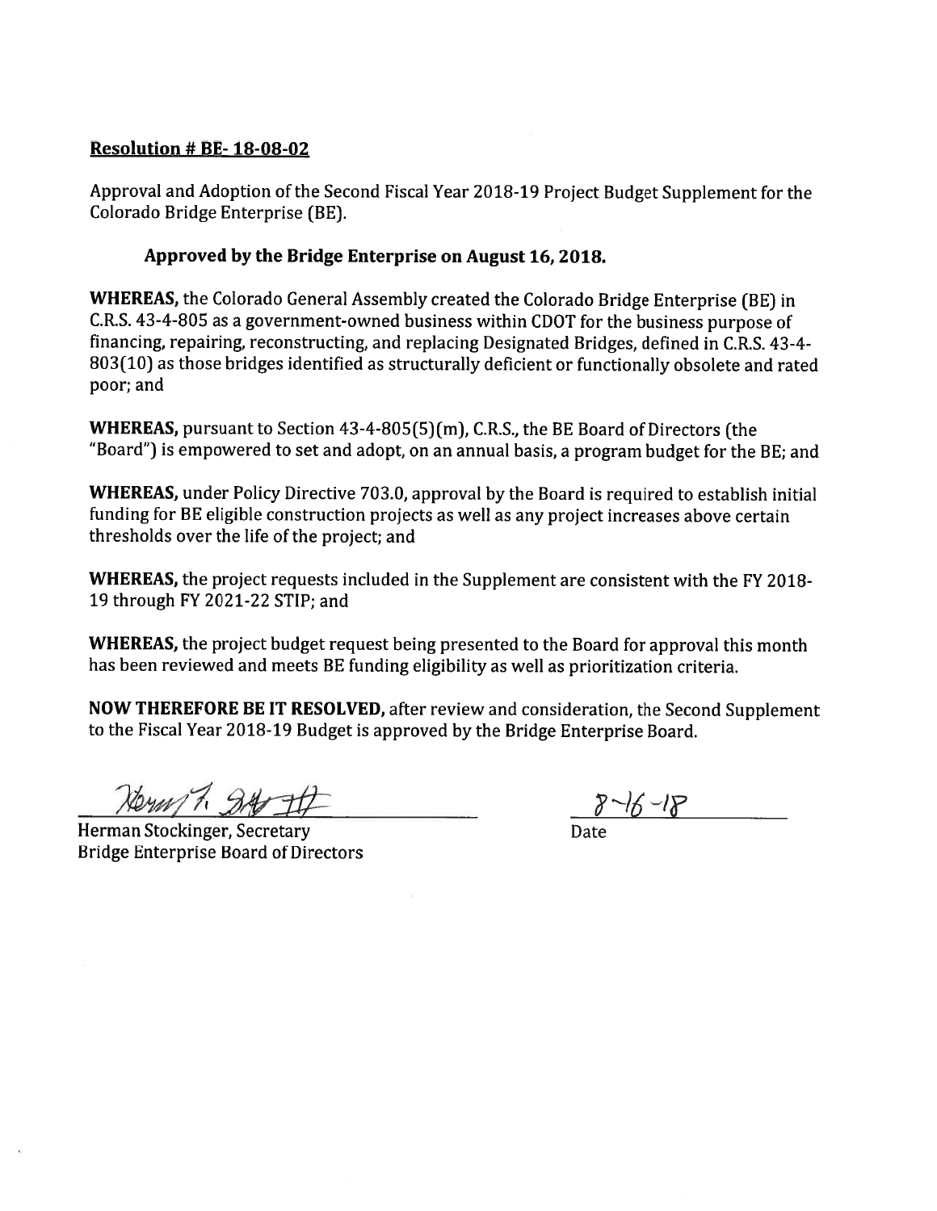**Resolution # BE- 18-08-02**

Approval and Adoption of the Second Fiscal Year 2018-19 Project Budget Supplement for the Colorado Bridge Enterprise (BE).

**Approved by the Bridge Enterprise on August 16, 2018.**

**WHEREAS,** the Colorado General Assembly created the Colorado Bridge Enterprise (BE) in C.R.S. 43-4-805 as a government-owned business within CDOT for the business purpose of financing, repairing, reconstructing, and replacing Designated Bridges, defined in C.R.S. 43-4-803(10) as those bridges identified as structurally deficient or functionally obsolete and rated poor; and

**WHEREAS,** pursuant to Section 43-4-805(5)(m), C.R.S., the BE Board of Directors (the "Board") is empowered to set and adopt, on an annual basis, a program budget for the BE; and

**WHEREAS,** under Policy Directive 703.0, approval by the Board is required to establish initial funding for BE eligible construction projects as well as any project increases above certain thresholds over the life of the project; and

**WHEREAS,** the project requests included in the Supplement are consistent with the FY 2018-19 through FY 2021-22 STIP; and

**WHEREAS,** the project budget request being presented to the Board for approval this month has been reviewed and meets BE funding eligibility as well as prioritization criteria.

**NOW THEREFORE BE IT RESOLVED,** after review and consideration, the Second Supplement to the Fiscal Year 2018-19 Budget is approved by the Bridge Enterprise Board.

Herman Stockinger, Secretary
Bridge Enterprise Board of Directors

8-16-18
Date